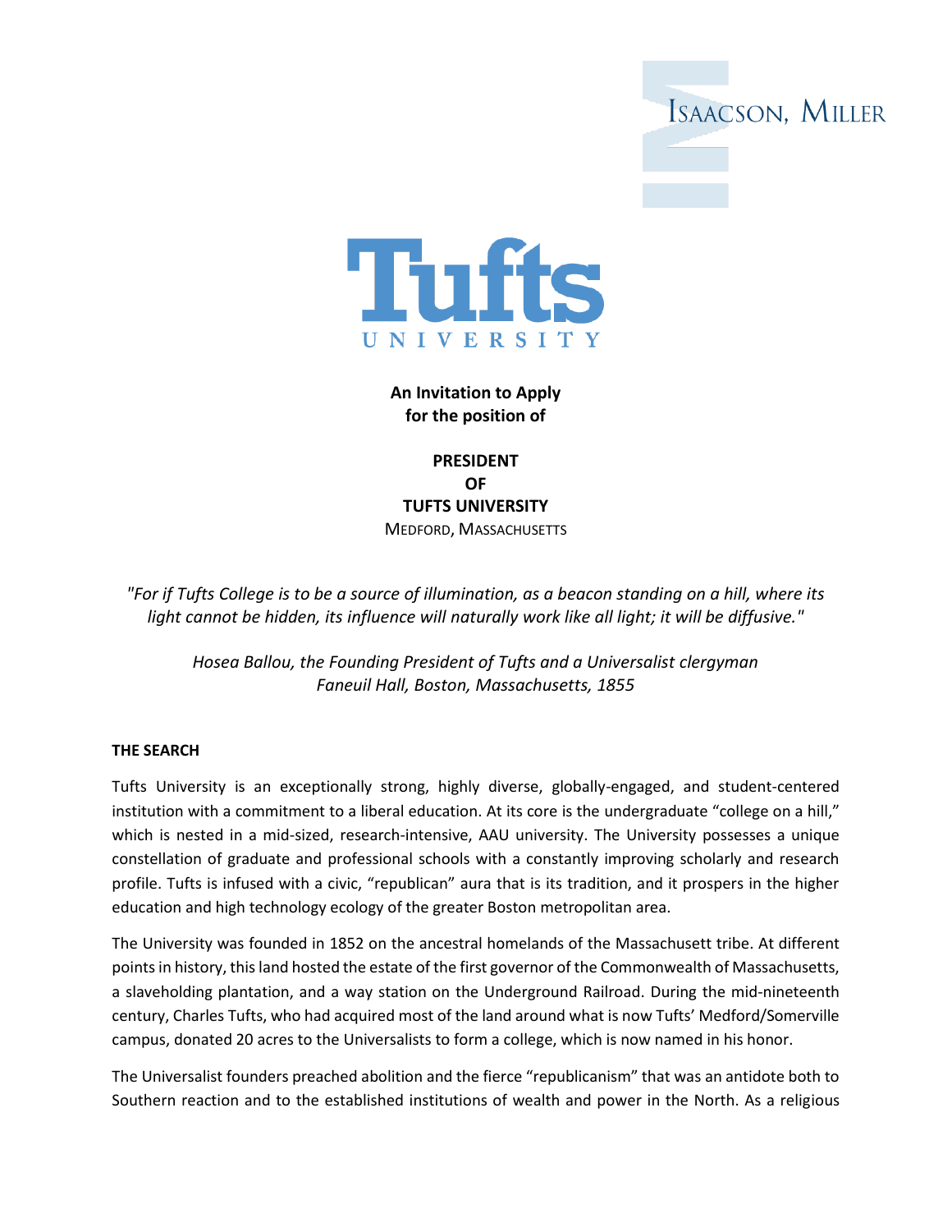Isaacson, Miller

Tufts University

**An Invitation to Apply**
**for the position of**

**PRESIDENT**
**OF**
**TUFTS UNIVERSITY**
Medford, Massachusetts

*"For if Tufts College is to be a source of illumination, as a beacon standing on a hill, where its light cannot be hidden, its influence will naturally work like all light; it will be diffusive."*

*Hosea Ballou, the Founding President of Tufts and a Universalist clergyman*
*Faneuil Hall, Boston, Massachusetts, 1855*

## THE SEARCH

Tufts University is an exceptionally strong, highly diverse, globally-engaged, and student-centered institution with a commitment to a liberal education. At its core is the undergraduate "college on a hill," which is nested in a mid-sized, research-intensive, AAU university. The University possesses a unique constellation of graduate and professional schools with a constantly improving scholarly and research profile. Tufts is infused with a civic, "republican" aura that is its tradition, and it prospers in the higher education and high technology ecology of the greater Boston metropolitan area.

The University was founded in 1852 on the ancestral homelands of the Massachusett tribe. At different points in history, this land hosted the estate of the first governor of the Commonwealth of Massachusetts, a slaveholding plantation, and a way station on the Underground Railroad. During the mid-nineteenth century, Charles Tufts, who had acquired most of the land around what is now Tufts' Medford/Somerville campus, donated 20 acres to the Universalists to form a college, which is now named in his honor.

The Universalist founders preached abolition and the fierce "republicanism" that was an antidote both to Southern reaction and to the established institutions of wealth and power in the North. As a religious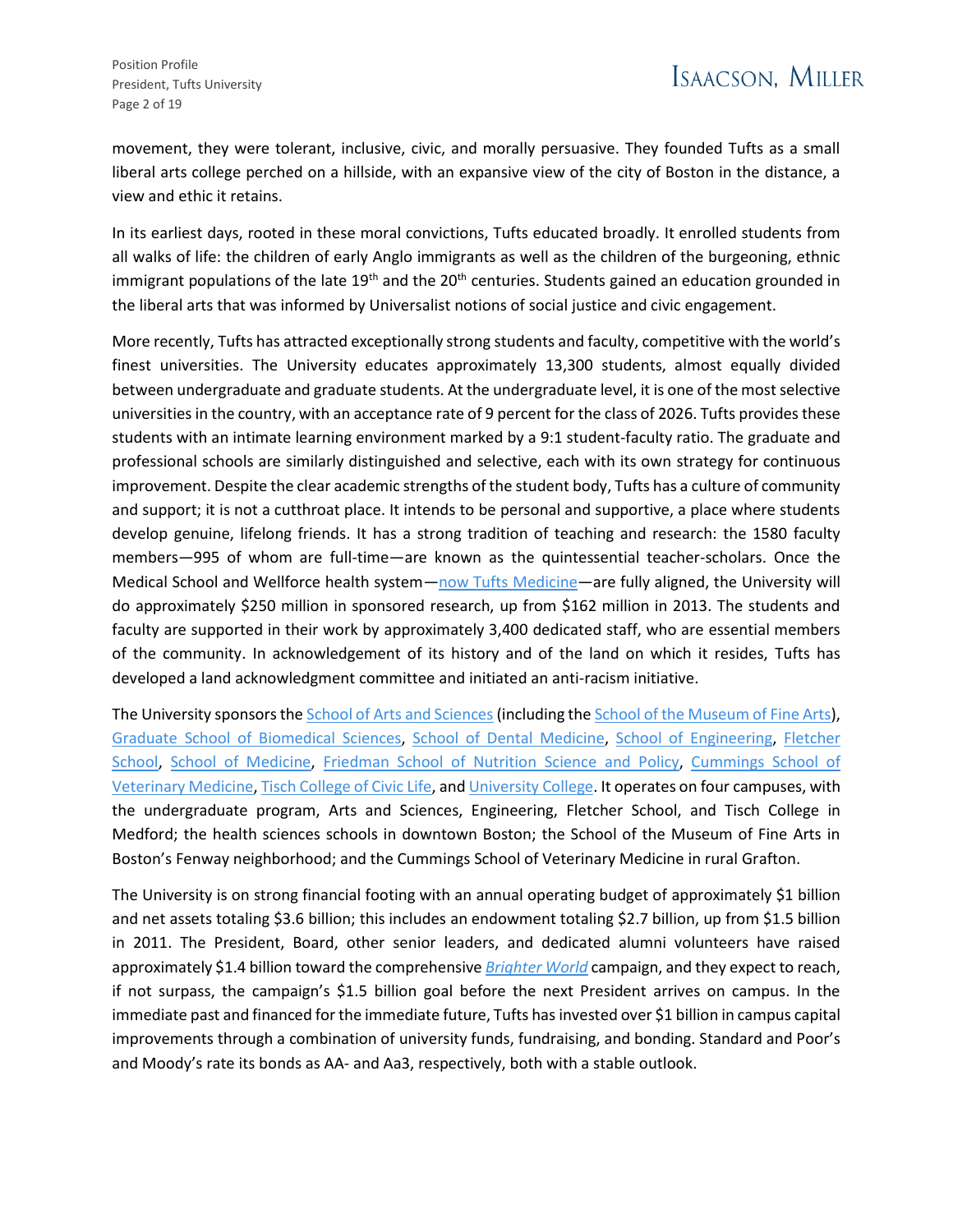movement, they were tolerant, inclusive, civic, and morally persuasive. They founded Tufts as a small liberal arts college perched on a hillside, with an expansive view of the city of Boston in the distance, a view and ethic it retains.

In its earliest days, rooted in these moral convictions, Tufts educated broadly. It enrolled students from all walks of life: the children of early Anglo immigrants as well as the children of the burgeoning, ethnic immigrant populations of the late 19th and the 20th centuries. Students gained an education grounded in the liberal arts that was informed by Universalist notions of social justice and civic engagement.

More recently, Tufts has attracted exceptionally strong students and faculty, competitive with the world's finest universities. The University educates approximately 13,300 students, almost equally divided between undergraduate and graduate students. At the undergraduate level, it is one of the most selective universities in the country, with an acceptance rate of 9 percent for the class of 2026. Tufts provides these students with an intimate learning environment marked by a 9:1 student-faculty ratio. The graduate and professional schools are similarly distinguished and selective, each with its own strategy for continuous improvement. Despite the clear academic strengths of the student body, Tufts has a culture of community and support; it is not a cutthroat place. It intends to be personal and supportive, a place where students develop genuine, lifelong friends. It has a strong tradition of teaching and research: the 1580 faculty members—995 of whom are full-time—are known as the quintessential teacher-scholars. Once the Medical School and Wellforce health system—now Tufts Medicine—are fully aligned, the University will do approximately $250 million in sponsored research, up from $162 million in 2013. The students and faculty are supported in their work by approximately 3,400 dedicated staff, who are essential members of the community. In acknowledgement of its history and of the land on which it resides, Tufts has developed a land acknowledgment committee and initiated an anti-racism initiative.

The University sponsors the School of Arts and Sciences (including the School of the Museum of Fine Arts), Graduate School of Biomedical Sciences, School of Dental Medicine, School of Engineering, Fletcher School, School of Medicine, Friedman School of Nutrition Science and Policy, Cummings School of Veterinary Medicine, Tisch College of Civic Life, and University College. It operates on four campuses, with the undergraduate program, Arts and Sciences, Engineering, Fletcher School, and Tisch College in Medford; the health sciences schools in downtown Boston; the School of the Museum of Fine Arts in Boston's Fenway neighborhood; and the Cummings School of Veterinary Medicine in rural Grafton.

The University is on strong financial footing with an annual operating budget of approximately $1 billion and net assets totaling $3.6 billion; this includes an endowment totaling $2.7 billion, up from $1.5 billion in 2011. The President, Board, other senior leaders, and dedicated alumni volunteers have raised approximately $1.4 billion toward the comprehensive *Brighter World* campaign, and they expect to reach, if not surpass, the campaign's $1.5 billion goal before the next President arrives on campus. In the immediate past and financed for the immediate future, Tufts has invested over $1 billion in campus capital improvements through a combination of university funds, fundraising, and bonding. Standard and Poor's and Moody's rate its bonds as AA- and Aa3, respectively, both with a stable outlook.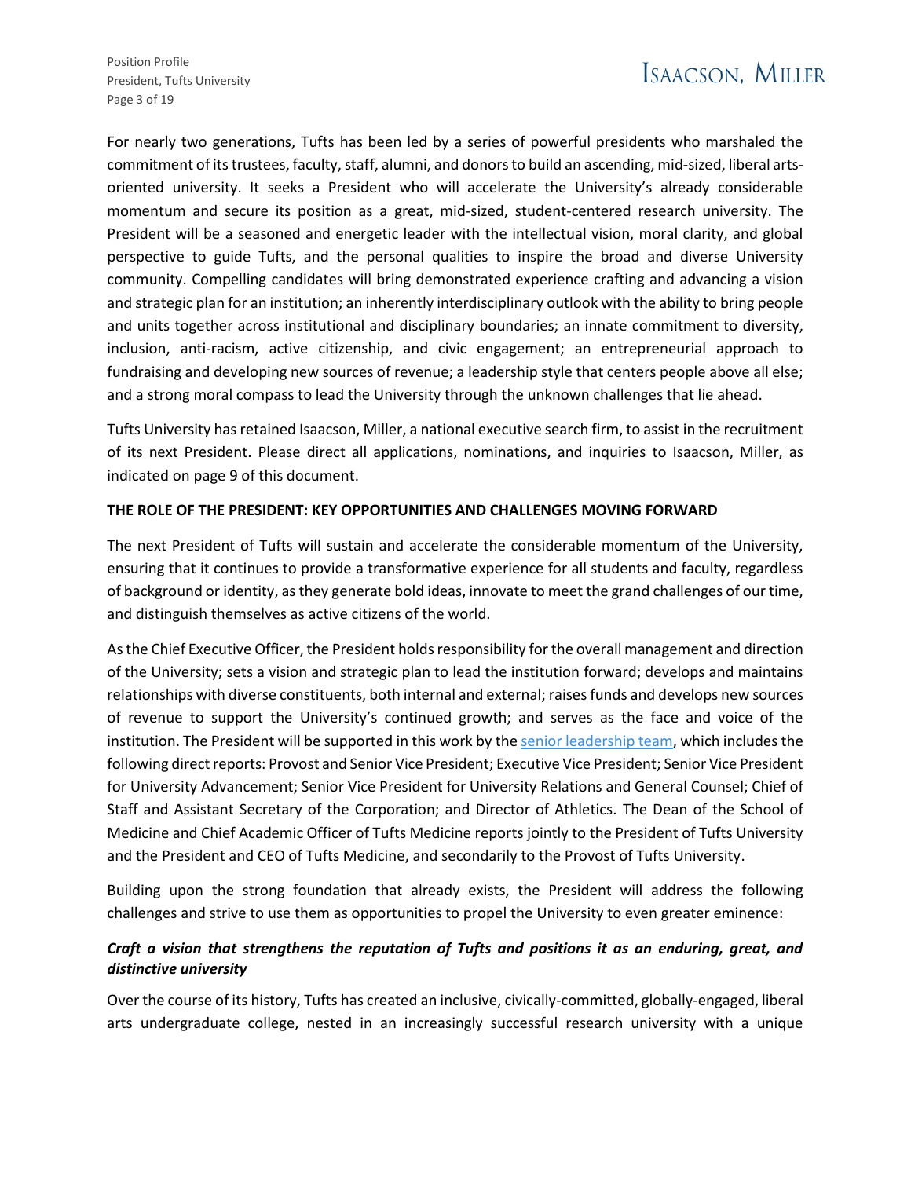For nearly two generations, Tufts has been led by a series of powerful presidents who marshaled the commitment of its trustees, faculty, staff, alumni, and donors to build an ascending, mid-sized, liberal arts-oriented university. It seeks a President who will accelerate the University's already considerable momentum and secure its position as a great, mid-sized, student-centered research university. The President will be a seasoned and energetic leader with the intellectual vision, moral clarity, and global perspective to guide Tufts, and the personal qualities to inspire the broad and diverse University community. Compelling candidates will bring demonstrated experience crafting and advancing a vision and strategic plan for an institution; an inherently interdisciplinary outlook with the ability to bring people and units together across institutional and disciplinary boundaries; an innate commitment to diversity, inclusion, anti-racism, active citizenship, and civic engagement; an entrepreneurial approach to fundraising and developing new sources of revenue; a leadership style that centers people above all else; and a strong moral compass to lead the University through the unknown challenges that lie ahead.

Tufts University has retained Isaacson, Miller, a national executive search firm, to assist in the recruitment of its next President. Please direct all applications, nominations, and inquiries to Isaacson, Miller, as indicated on page 9 of this document.

**THE ROLE OF THE PRESIDENT: KEY OPPORTUNITIES AND CHALLENGES MOVING FORWARD**

The next President of Tufts will sustain and accelerate the considerable momentum of the University, ensuring that it continues to provide a transformative experience for all students and faculty, regardless of background or identity, as they generate bold ideas, innovate to meet the grand challenges of our time, and distinguish themselves as active citizens of the world.

As the Chief Executive Officer, the President holds responsibility for the overall management and direction of the University; sets a vision and strategic plan to lead the institution forward; develops and maintains relationships with diverse constituents, both internal and external; raises funds and develops new sources of revenue to support the University's continued growth; and serves as the face and voice of the institution. The President will be supported in this work by the senior leadership team, which includes the following direct reports: Provost and Senior Vice President; Executive Vice President; Senior Vice President for University Advancement; Senior Vice President for University Relations and General Counsel; Chief of Staff and Assistant Secretary of the Corporation; and Director of Athletics. The Dean of the School of Medicine and Chief Academic Officer of Tufts Medicine reports jointly to the President of Tufts University and the President and CEO of Tufts Medicine, and secondarily to the Provost of Tufts University.

Building upon the strong foundation that already exists, the President will address the following challenges and strive to use them as opportunities to propel the University to even greater eminence:

***Craft a vision that strengthens the reputation of Tufts and positions it as an enduring, great, and distinctive university***

Over the course of its history, Tufts has created an inclusive, civically-committed, globally-engaged, liberal arts undergraduate college, nested in an increasingly successful research university with a unique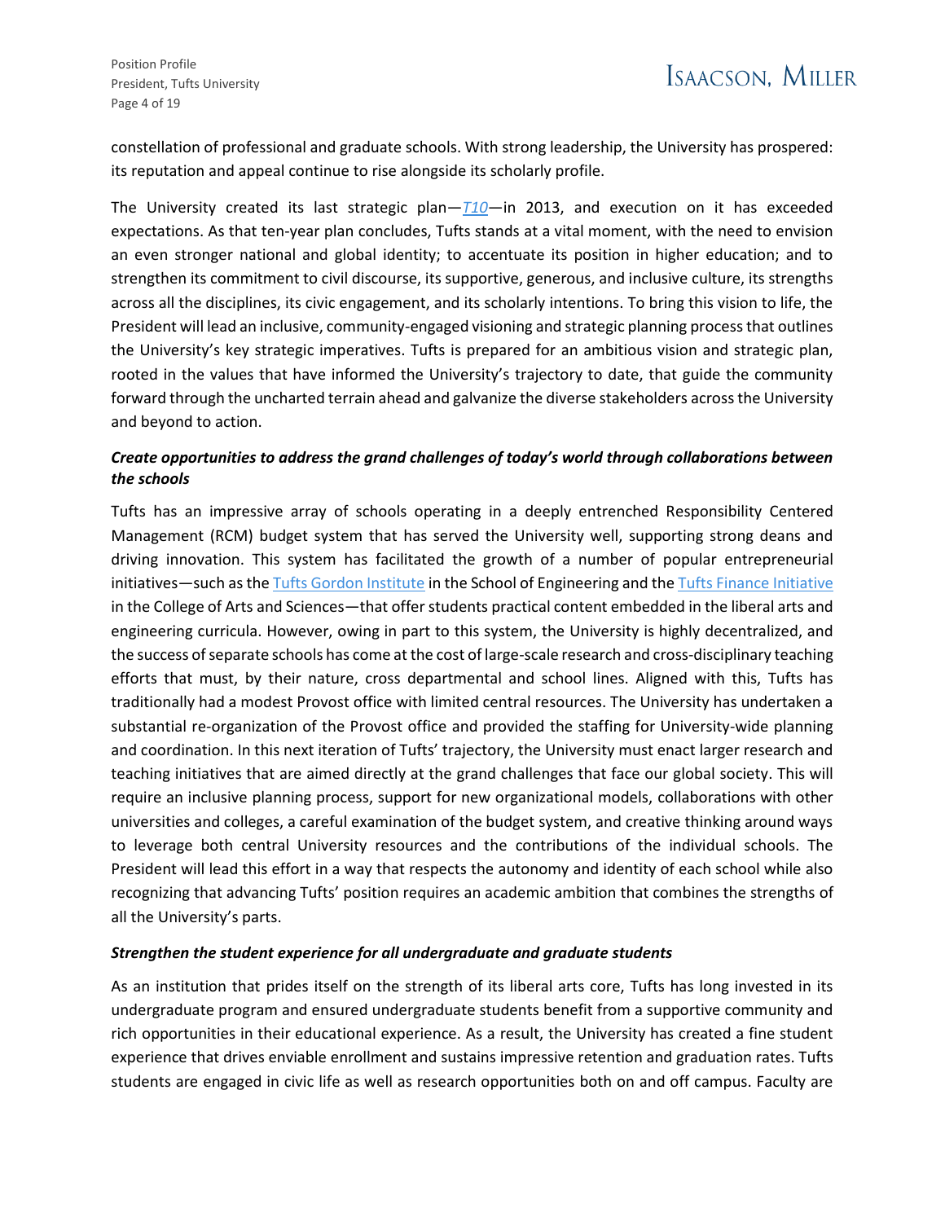constellation of professional and graduate schools. With strong leadership, the University has prospered: its reputation and appeal continue to rise alongside its scholarly profile.

The University created its last strategic plan—*T10*—in 2013, and execution on it has exceeded expectations. As that ten-year plan concludes, Tufts stands at a vital moment, with the need to envision an even stronger national and global identity; to accentuate its position in higher education; and to strengthen its commitment to civil discourse, its supportive, generous, and inclusive culture, its strengths across all the disciplines, its civic engagement, and its scholarly intentions. To bring this vision to life, the President will lead an inclusive, community-engaged visioning and strategic planning process that outlines the University's key strategic imperatives. Tufts is prepared for an ambitious vision and strategic plan, rooted in the values that have informed the University's trajectory to date, that guide the community forward through the uncharted terrain ahead and galvanize the diverse stakeholders across the University and beyond to action.

***Create opportunities to address the grand challenges of today's world through collaborations between the schools***

Tufts has an impressive array of schools operating in a deeply entrenched Responsibility Centered Management (RCM) budget system that has served the University well, supporting strong deans and driving innovation. This system has facilitated the growth of a number of popular entrepreneurial initiatives—such as the Tufts Gordon Institute in the School of Engineering and the Tufts Finance Initiative in the College of Arts and Sciences—that offer students practical content embedded in the liberal arts and engineering curricula. However, owing in part to this system, the University is highly decentralized, and the success of separate schools has come at the cost of large-scale research and cross-disciplinary teaching efforts that must, by their nature, cross departmental and school lines. Aligned with this, Tufts has traditionally had a modest Provost office with limited central resources. The University has undertaken a substantial re-organization of the Provost office and provided the staffing for University-wide planning and coordination. In this next iteration of Tufts' trajectory, the University must enact larger research and teaching initiatives that are aimed directly at the grand challenges that face our global society. This will require an inclusive planning process, support for new organizational models, collaborations with other universities and colleges, a careful examination of the budget system, and creative thinking around ways to leverage both central University resources and the contributions of the individual schools. The President will lead this effort in a way that respects the autonomy and identity of each school while also recognizing that advancing Tufts' position requires an academic ambition that combines the strengths of all the University's parts.

***Strengthen the student experience for all undergraduate and graduate students***

As an institution that prides itself on the strength of its liberal arts core, Tufts has long invested in its undergraduate program and ensured undergraduate students benefit from a supportive community and rich opportunities in their educational experience. As a result, the University has created a fine student experience that drives enviable enrollment and sustains impressive retention and graduation rates. Tufts students are engaged in civic life as well as research opportunities both on and off campus. Faculty are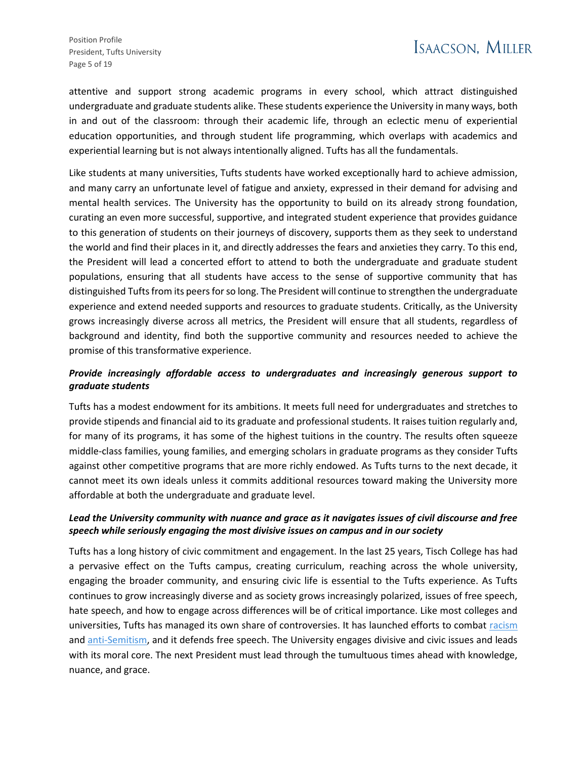attentive and support strong academic programs in every school, which attract distinguished undergraduate and graduate students alike. These students experience the University in many ways, both in and out of the classroom: through their academic life, through an eclectic menu of experiential education opportunities, and through student life programming, which overlaps with academics and experiential learning but is not always intentionally aligned. Tufts has all the fundamentals.

Like students at many universities, Tufts students have worked exceptionally hard to achieve admission, and many carry an unfortunate level of fatigue and anxiety, expressed in their demand for advising and mental health services. The University has the opportunity to build on its already strong foundation, curating an even more successful, supportive, and integrated student experience that provides guidance to this generation of students on their journeys of discovery, supports them as they seek to understand the world and find their places in it, and directly addresses the fears and anxieties they carry. To this end, the President will lead a concerted effort to attend to both the undergraduate and graduate student populations, ensuring that all students have access to the sense of supportive community that has distinguished Tufts from its peers for so long. The President will continue to strengthen the undergraduate experience and extend needed supports and resources to graduate students. Critically, as the University grows increasingly diverse across all metrics, the President will ensure that all students, regardless of background and identity, find both the supportive community and resources needed to achieve the promise of this transformative experience.

***Provide increasingly affordable access to undergraduates and increasingly generous support to graduate students***

Tufts has a modest endowment for its ambitions. It meets full need for undergraduates and stretches to provide stipends and financial aid to its graduate and professional students. It raises tuition regularly and, for many of its programs, it has some of the highest tuitions in the country. The results often squeeze middle-class families, young families, and emerging scholars in graduate programs as they consider Tufts against other competitive programs that are more richly endowed. As Tufts turns to the next decade, it cannot meet its own ideals unless it commits additional resources toward making the University more affordable at both the undergraduate and graduate level.

***Lead the University community with nuance and grace as it navigates issues of civil discourse and free speech while seriously engaging the most divisive issues on campus and in our society***

Tufts has a long history of civic commitment and engagement. In the last 25 years, Tisch College has had a pervasive effect on the Tufts campus, creating curriculum, reaching across the whole university, engaging the broader community, and ensuring civic life is essential to the Tufts experience. As Tufts continues to grow increasingly diverse and as society grows increasingly polarized, issues of free speech, hate speech, and how to engage across differences will be of critical importance. Like most colleges and universities, Tufts has managed its own share of controversies. It has launched efforts to combat racism and anti-Semitism, and it defends free speech. The University engages divisive and civic issues and leads with its moral core. The next President must lead through the tumultuous times ahead with knowledge, nuance, and grace.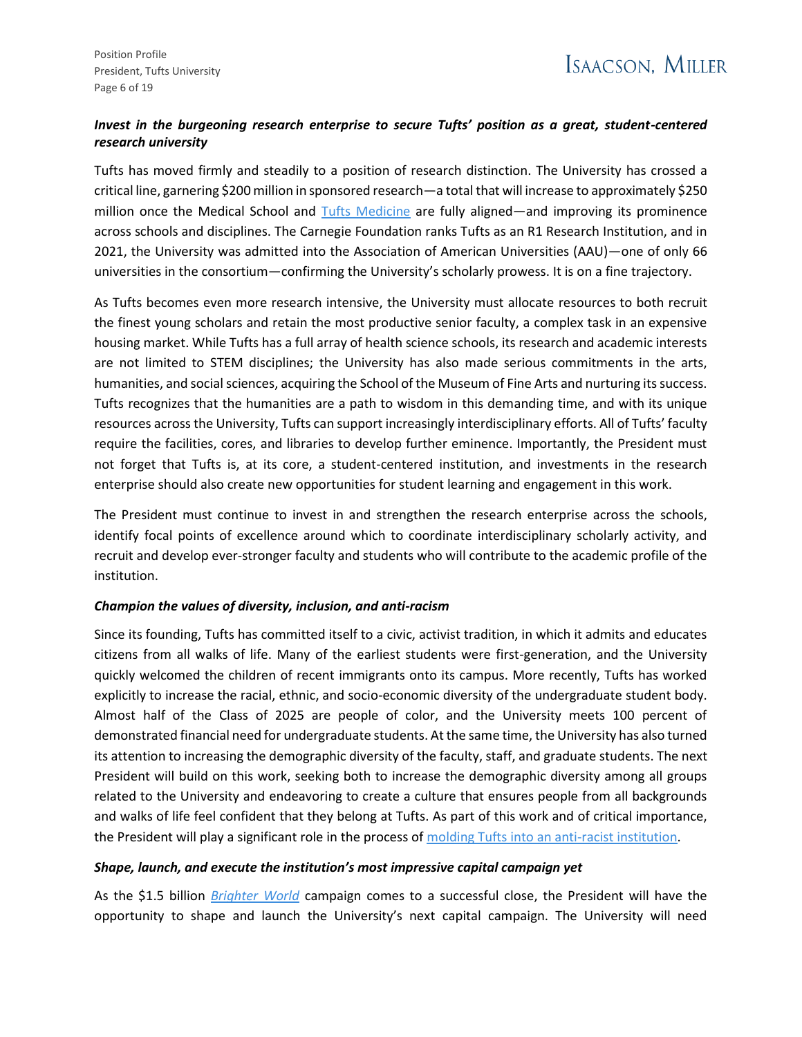***Invest in the burgeoning research enterprise to secure Tufts' position as a great, student-centered research university***

Tufts has moved firmly and steadily to a position of research distinction. The University has crossed a critical line, garnering $200 million in sponsored research—a total that will increase to approximately $250 million once the Medical School and Tufts Medicine are fully aligned—and improving its prominence across schools and disciplines. The Carnegie Foundation ranks Tufts as an R1 Research Institution, and in 2021, the University was admitted into the Association of American Universities (AAU)—one of only 66 universities in the consortium—confirming the University's scholarly prowess. It is on a fine trajectory.

As Tufts becomes even more research intensive, the University must allocate resources to both recruit the finest young scholars and retain the most productive senior faculty, a complex task in an expensive housing market. While Tufts has a full array of health science schools, its research and academic interests are not limited to STEM disciplines; the University has also made serious commitments in the arts, humanities, and social sciences, acquiring the School of the Museum of Fine Arts and nurturing its success. Tufts recognizes that the humanities are a path to wisdom in this demanding time, and with its unique resources across the University, Tufts can support increasingly interdisciplinary efforts. All of Tufts' faculty require the facilities, cores, and libraries to develop further eminence. Importantly, the President must not forget that Tufts is, at its core, a student-centered institution, and investments in the research enterprise should also create new opportunities for student learning and engagement in this work.

The President must continue to invest in and strengthen the research enterprise across the schools, identify focal points of excellence around which to coordinate interdisciplinary scholarly activity, and recruit and develop ever-stronger faculty and students who will contribute to the academic profile of the institution.

***Champion the values of diversity, inclusion, and anti-racism***

Since its founding, Tufts has committed itself to a civic, activist tradition, in which it admits and educates citizens from all walks of life. Many of the earliest students were first-generation, and the University quickly welcomed the children of recent immigrants onto its campus. More recently, Tufts has worked explicitly to increase the racial, ethnic, and socio-economic diversity of the undergraduate student body. Almost half of the Class of 2025 are people of color, and the University meets 100 percent of demonstrated financial need for undergraduate students. At the same time, the University has also turned its attention to increasing the demographic diversity of the faculty, staff, and graduate students. The next President will build on this work, seeking both to increase the demographic diversity among all groups related to the University and endeavoring to create a culture that ensures people from all backgrounds and walks of life feel confident that they belong at Tufts. As part of this work and of critical importance, the President will play a significant role in the process of molding Tufts into an anti-racist institution.

***Shape, launch, and execute the institution's most impressive capital campaign yet***

As the $1.5 billion *Brighter World* campaign comes to a successful close, the President will have the opportunity to shape and launch the University's next capital campaign. The University will need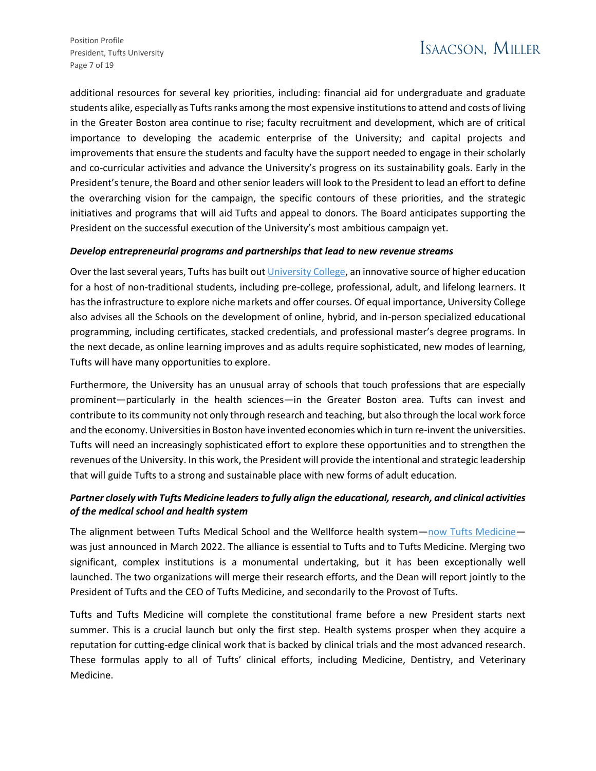additional resources for several key priorities, including: financial aid for undergraduate and graduate students alike, especially as Tufts ranks among the most expensive institutions to attend and costs of living in the Greater Boston area continue to rise; faculty recruitment and development, which are of critical importance to developing the academic enterprise of the University; and capital projects and improvements that ensure the students and faculty have the support needed to engage in their scholarly and co-curricular activities and advance the University's progress on its sustainability goals. Early in the President's tenure, the Board and other senior leaders will look to the President to lead an effort to define the overarching vision for the campaign, the specific contours of these priorities, and the strategic initiatives and programs that will aid Tufts and appeal to donors. The Board anticipates supporting the President on the successful execution of the University's most ambitious campaign yet.

***Develop entrepreneurial programs and partnerships that lead to new revenue streams***

Over the last several years, Tufts has built out University College, an innovative source of higher education for a host of non-traditional students, including pre-college, professional, adult, and lifelong learners. It has the infrastructure to explore niche markets and offer courses. Of equal importance, University College also advises all the Schools on the development of online, hybrid, and in-person specialized educational programming, including certificates, stacked credentials, and professional master's degree programs. In the next decade, as online learning improves and as adults require sophisticated, new modes of learning, Tufts will have many opportunities to explore.

Furthermore, the University has an unusual array of schools that touch professions that are especially prominent—particularly in the health sciences—in the Greater Boston area. Tufts can invest and contribute to its community not only through research and teaching, but also through the local work force and the economy. Universities in Boston have invented economies which in turn re-invent the universities. Tufts will need an increasingly sophisticated effort to explore these opportunities and to strengthen the revenues of the University. In this work, the President will provide the intentional and strategic leadership that will guide Tufts to a strong and sustainable place with new forms of adult education.

***Partner closely with Tufts Medicine leaders to fully align the educational, research, and clinical activities of the medical school and health system***

The alignment between Tufts Medical School and the Wellforce health system—now Tufts Medicine—was just announced in March 2022. The alliance is essential to Tufts and to Tufts Medicine. Merging two significant, complex institutions is a monumental undertaking, but it has been exceptionally well launched. The two organizations will merge their research efforts, and the Dean will report jointly to the President of Tufts and the CEO of Tufts Medicine, and secondarily to the Provost of Tufts.

Tufts and Tufts Medicine will complete the constitutional frame before a new President starts next summer. This is a crucial launch but only the first step. Health systems prosper when they acquire a reputation for cutting-edge clinical work that is backed by clinical trials and the most advanced research. These formulas apply to all of Tufts' clinical efforts, including Medicine, Dentistry, and Veterinary Medicine.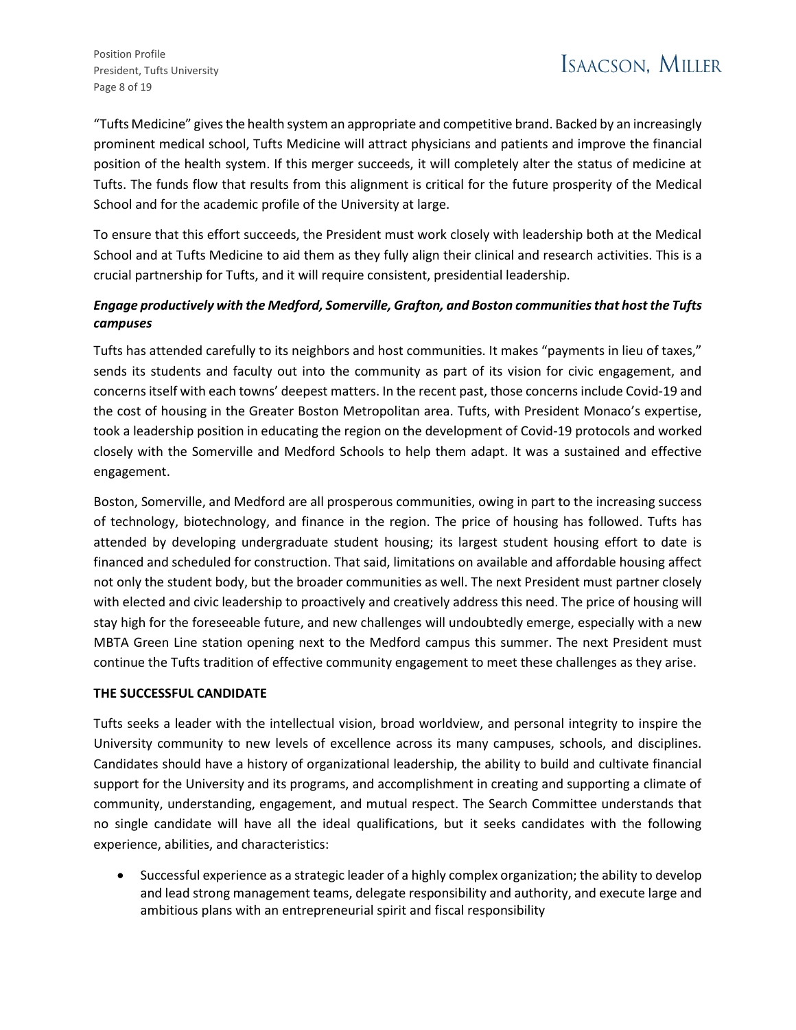"Tufts Medicine" gives the health system an appropriate and competitive brand. Backed by an increasingly prominent medical school, Tufts Medicine will attract physicians and patients and improve the financial position of the health system. If this merger succeeds, it will completely alter the status of medicine at Tufts. The funds flow that results from this alignment is critical for the future prosperity of the Medical School and for the academic profile of the University at large.

To ensure that this effort succeeds, the President must work closely with leadership both at the Medical School and at Tufts Medicine to aid them as they fully align their clinical and research activities. This is a crucial partnership for Tufts, and it will require consistent, presidential leadership.

***Engage productively with the Medford, Somerville, Grafton, and Boston communities that host the Tufts campuses***

Tufts has attended carefully to its neighbors and host communities. It makes "payments in lieu of taxes," sends its students and faculty out into the community as part of its vision for civic engagement, and concerns itself with each towns' deepest matters. In the recent past, those concerns include Covid-19 and the cost of housing in the Greater Boston Metropolitan area. Tufts, with President Monaco's expertise, took a leadership position in educating the region on the development of Covid-19 protocols and worked closely with the Somerville and Medford Schools to help them adapt. It was a sustained and effective engagement.

Boston, Somerville, and Medford are all prosperous communities, owing in part to the increasing success of technology, biotechnology, and finance in the region. The price of housing has followed. Tufts has attended by developing undergraduate student housing; its largest student housing effort to date is financed and scheduled for construction. That said, limitations on available and affordable housing affect not only the student body, but the broader communities as well. The next President must partner closely with elected and civic leadership to proactively and creatively address this need. The price of housing will stay high for the foreseeable future, and new challenges will undoubtedly emerge, especially with a new MBTA Green Line station opening next to the Medford campus this summer. The next President must continue the Tufts tradition of effective community engagement to meet these challenges as they arise.

## THE SUCCESSFUL CANDIDATE

Tufts seeks a leader with the intellectual vision, broad worldview, and personal integrity to inspire the University community to new levels of excellence across its many campuses, schools, and disciplines. Candidates should have a history of organizational leadership, the ability to build and cultivate financial support for the University and its programs, and accomplishment in creating and supporting a climate of community, understanding, engagement, and mutual respect. The Search Committee understands that no single candidate will have all the ideal qualifications, but it seeks candidates with the following experience, abilities, and characteristics:

- Successful experience as a strategic leader of a highly complex organization; the ability to develop and lead strong management teams, delegate responsibility and authority, and execute large and ambitious plans with an entrepreneurial spirit and fiscal responsibility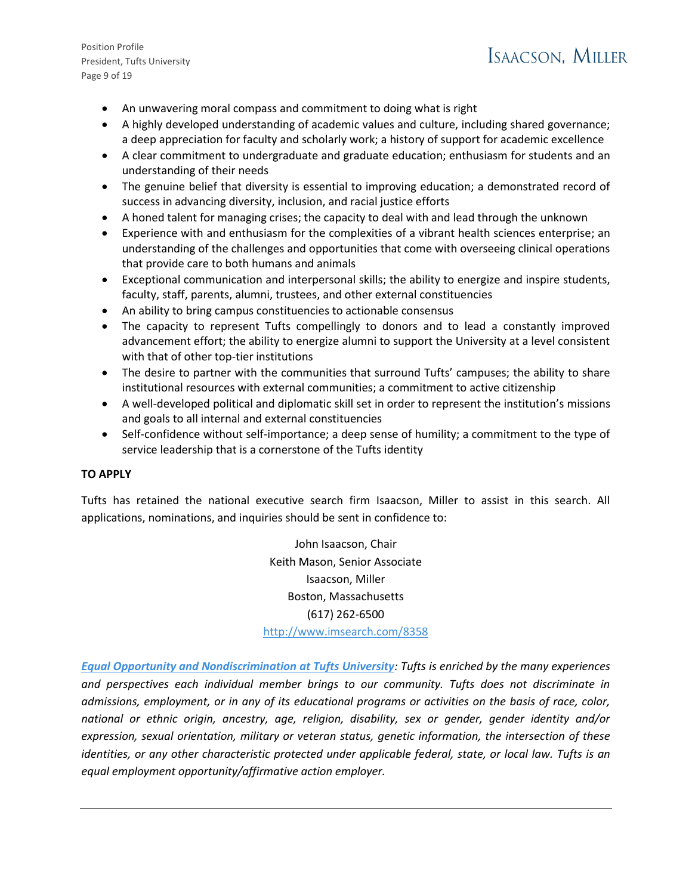- An unwavering moral compass and commitment to doing what is right
- A highly developed understanding of academic values and culture, including shared governance; a deep appreciation for faculty and scholarly work; a history of support for academic excellence
- A clear commitment to undergraduate and graduate education; enthusiasm for students and an understanding of their needs
- The genuine belief that diversity is essential to improving education; a demonstrated record of success in advancing diversity, inclusion, and racial justice efforts
- A honed talent for managing crises; the capacity to deal with and lead through the unknown
- Experience with and enthusiasm for the complexities of a vibrant health sciences enterprise; an understanding of the challenges and opportunities that come with overseeing clinical operations that provide care to both humans and animals
- Exceptional communication and interpersonal skills; the ability to energize and inspire students, faculty, staff, parents, alumni, trustees, and other external constituencies
- An ability to bring campus constituencies to actionable consensus
- The capacity to represent Tufts compellingly to donors and to lead a constantly improved advancement effort; the ability to energize alumni to support the University at a level consistent with that of other top-tier institutions
- The desire to partner with the communities that surround Tufts' campuses; the ability to share institutional resources with external communities; a commitment to active citizenship
- A well-developed political and diplomatic skill set in order to represent the institution's missions and goals to all internal and external constituencies
- Self-confidence without self-importance; a deep sense of humility; a commitment to the type of service leadership that is a cornerstone of the Tufts identity

**TO APPLY**

Tufts has retained the national executive search firm Isaacson, Miller to assist in this search. All applications, nominations, and inquiries should be sent in confidence to:

John Isaacson, Chair
Keith Mason, Senior Associate
Isaacson, Miller
Boston, Massachusetts
(617) 262-6500
http://www.imsearch.com/8358

***Equal Opportunity and Nondiscrimination at Tufts University****: Tufts is enriched by the many experiences and perspectives each individual member brings to our community. Tufts does not discriminate in admissions, employment, or in any of its educational programs or activities on the basis of race, color, national or ethnic origin, ancestry, age, religion, disability, sex or gender, gender identity and/or expression, sexual orientation, military or veteran status, genetic information, the intersection of these identities, or any other characteristic protected under applicable federal, state, or local law. Tufts is an equal employment opportunity/affirmative action employer.*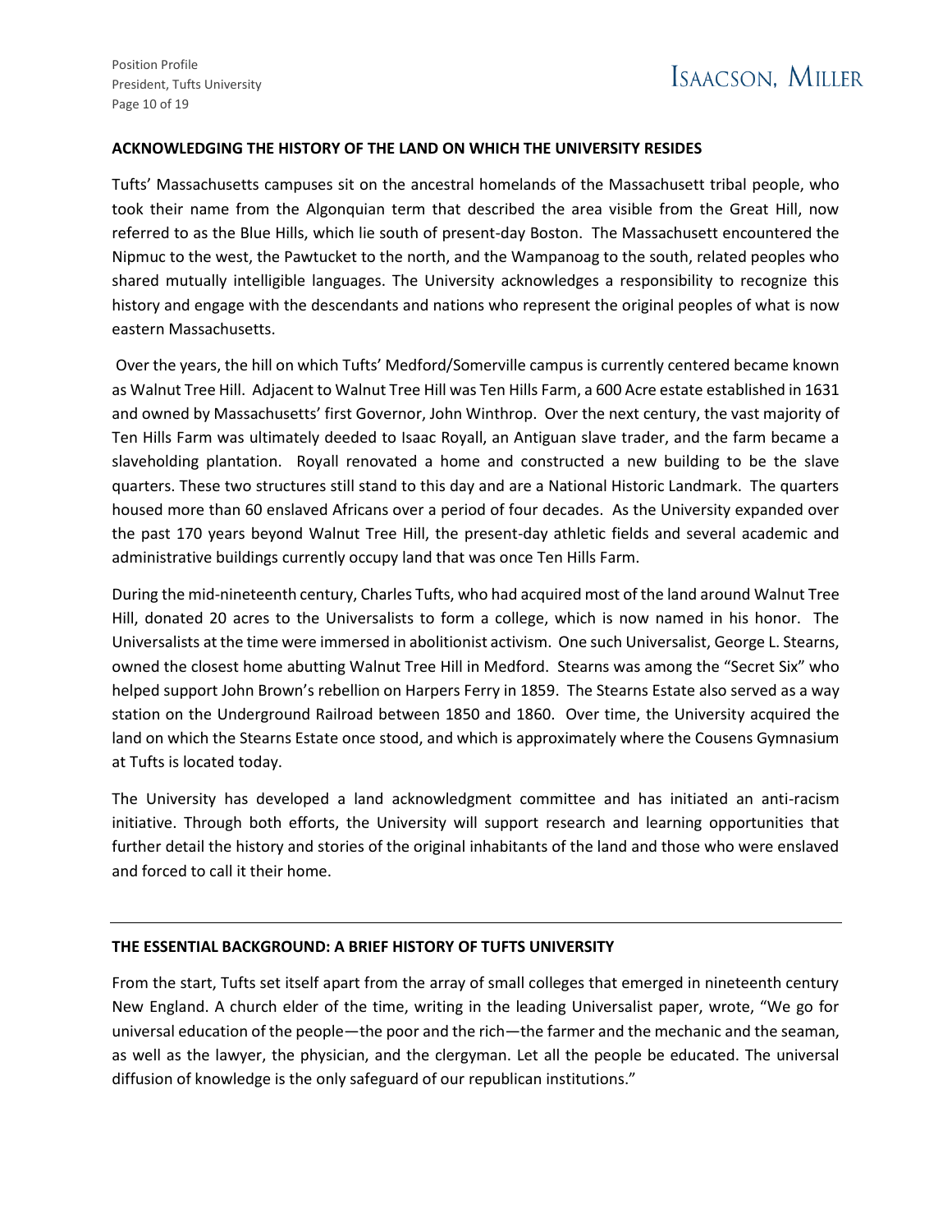## ACKNOWLEDGING THE HISTORY OF THE LAND ON WHICH THE UNIVERSITY RESIDES

Tufts' Massachusetts campuses sit on the ancestral homelands of the Massachusett tribal people, who took their name from the Algonquian term that described the area visible from the Great Hill, now referred to as the Blue Hills, which lie south of present-day Boston. The Massachusett encountered the Nipmuc to the west, the Pawtucket to the north, and the Wampanoag to the south, related peoples who shared mutually intelligible languages. The University acknowledges a responsibility to recognize this history and engage with the descendants and nations who represent the original peoples of what is now eastern Massachusetts.

Over the years, the hill on which Tufts' Medford/Somerville campus is currently centered became known as Walnut Tree Hill. Adjacent to Walnut Tree Hill was Ten Hills Farm, a 600 Acre estate established in 1631 and owned by Massachusetts' first Governor, John Winthrop. Over the next century, the vast majority of Ten Hills Farm was ultimately deeded to Isaac Royall, an Antiguan slave trader, and the farm became a slaveholding plantation. Royall renovated a home and constructed a new building to be the slave quarters. These two structures still stand to this day and are a National Historic Landmark. The quarters housed more than 60 enslaved Africans over a period of four decades. As the University expanded over the past 170 years beyond Walnut Tree Hill, the present-day athletic fields and several academic and administrative buildings currently occupy land that was once Ten Hills Farm.

During the mid-nineteenth century, Charles Tufts, who had acquired most of the land around Walnut Tree Hill, donated 20 acres to the Universalists to form a college, which is now named in his honor. The Universalists at the time were immersed in abolitionist activism. One such Universalist, George L. Stearns, owned the closest home abutting Walnut Tree Hill in Medford. Stearns was among the "Secret Six" who helped support John Brown's rebellion on Harpers Ferry in 1859. The Stearns Estate also served as a way station on the Underground Railroad between 1850 and 1860. Over time, the University acquired the land on which the Stearns Estate once stood, and which is approximately where the Cousens Gymnasium at Tufts is located today.

The University has developed a land acknowledgment committee and has initiated an anti-racism initiative. Through both efforts, the University will support research and learning opportunities that further detail the history and stories of the original inhabitants of the land and those who were enslaved and forced to call it their home.

---

## THE ESSENTIAL BACKGROUND: A BRIEF HISTORY OF TUFTS UNIVERSITY

From the start, Tufts set itself apart from the array of small colleges that emerged in nineteenth century New England. A church elder of the time, writing in the leading Universalist paper, wrote, "We go for universal education of the people—the poor and the rich—the farmer and the mechanic and the seaman, as well as the lawyer, the physician, and the clergyman. Let all the people be educated. The universal diffusion of knowledge is the only safeguard of our republican institutions."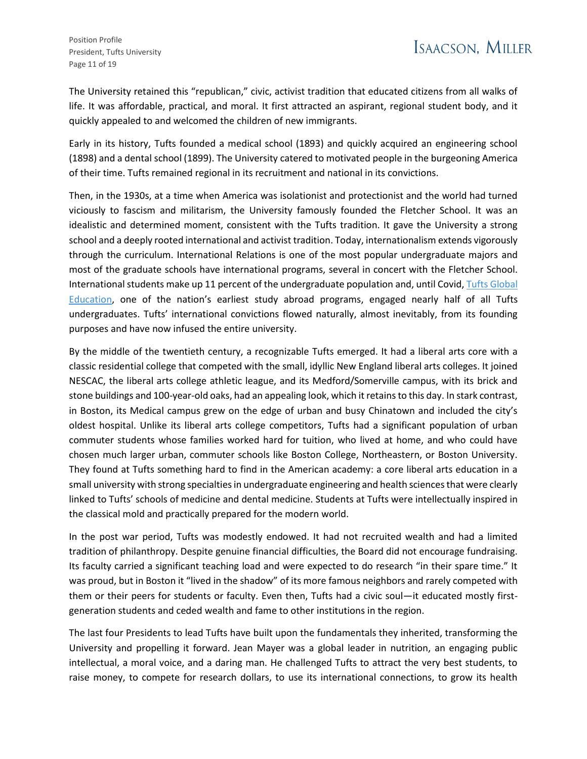The University retained this "republican," civic, activist tradition that educated citizens from all walks of life. It was affordable, practical, and moral. It first attracted an aspirant, regional student body, and it quickly appealed to and welcomed the children of new immigrants.

Early in its history, Tufts founded a medical school (1893) and quickly acquired an engineering school (1898) and a dental school (1899). The University catered to motivated people in the burgeoning America of their time. Tufts remained regional in its recruitment and national in its convictions.

Then, in the 1930s, at a time when America was isolationist and protectionist and the world had turned viciously to fascism and militarism, the University famously founded the Fletcher School. It was an idealistic and determined moment, consistent with the Tufts tradition. It gave the University a strong school and a deeply rooted international and activist tradition. Today, internationalism extends vigorously through the curriculum. International Relations is one of the most popular undergraduate majors and most of the graduate schools have international programs, several in concert with the Fletcher School. International students make up 11 percent of the undergraduate population and, until Covid, Tufts Global Education, one of the nation's earliest study abroad programs, engaged nearly half of all Tufts undergraduates. Tufts' international convictions flowed naturally, almost inevitably, from its founding purposes and have now infused the entire university.

By the middle of the twentieth century, a recognizable Tufts emerged. It had a liberal arts core with a classic residential college that competed with the small, idyllic New England liberal arts colleges. It joined NESCAC, the liberal arts college athletic league, and its Medford/Somerville campus, with its brick and stone buildings and 100-year-old oaks, had an appealing look, which it retains to this day. In stark contrast, in Boston, its Medical campus grew on the edge of urban and busy Chinatown and included the city's oldest hospital. Unlike its liberal arts college competitors, Tufts had a significant population of urban commuter students whose families worked hard for tuition, who lived at home, and who could have chosen much larger urban, commuter schools like Boston College, Northeastern, or Boston University. They found at Tufts something hard to find in the American academy: a core liberal arts education in a small university with strong specialties in undergraduate engineering and health sciences that were clearly linked to Tufts' schools of medicine and dental medicine. Students at Tufts were intellectually inspired in the classical mold and practically prepared for the modern world.

In the post war period, Tufts was modestly endowed. It had not recruited wealth and had a limited tradition of philanthropy. Despite genuine financial difficulties, the Board did not encourage fundraising. Its faculty carried a significant teaching load and were expected to do research "in their spare time." It was proud, but in Boston it "lived in the shadow" of its more famous neighbors and rarely competed with them or their peers for students or faculty. Even then, Tufts had a civic soul—it educated mostly first-generation students and ceded wealth and fame to other institutions in the region.

The last four Presidents to lead Tufts have built upon the fundamentals they inherited, transforming the University and propelling it forward. Jean Mayer was a global leader in nutrition, an engaging public intellectual, a moral voice, and a daring man. He challenged Tufts to attract the very best students, to raise money, to compete for research dollars, to use its international connections, to grow its health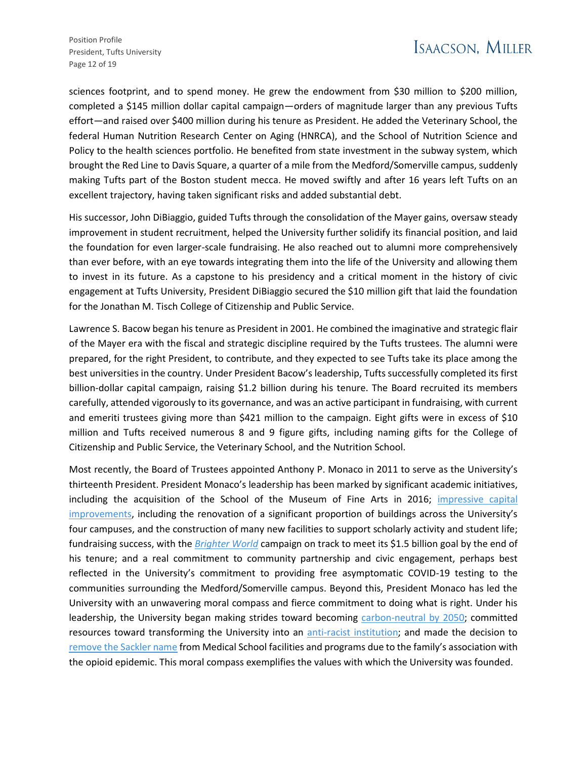sciences footprint, and to spend money. He grew the endowment from $30 million to $200 million, completed a $145 million dollar capital campaign—orders of magnitude larger than any previous Tufts effort—and raised over $400 million during his tenure as President. He added the Veterinary School, the federal Human Nutrition Research Center on Aging (HNRCA), and the School of Nutrition Science and Policy to the health sciences portfolio. He benefited from state investment in the subway system, which brought the Red Line to Davis Square, a quarter of a mile from the Medford/Somerville campus, suddenly making Tufts part of the Boston student mecca. He moved swiftly and after 16 years left Tufts on an excellent trajectory, having taken significant risks and added substantial debt.

His successor, John DiBiaggio, guided Tufts through the consolidation of the Mayer gains, oversaw steady improvement in student recruitment, helped the University further solidify its financial position, and laid the foundation for even larger-scale fundraising. He also reached out to alumni more comprehensively than ever before, with an eye towards integrating them into the life of the University and allowing them to invest in its future. As a capstone to his presidency and a critical moment in the history of civic engagement at Tufts University, President DiBiaggio secured the $10 million gift that laid the foundation for the Jonathan M. Tisch College of Citizenship and Public Service.

Lawrence S. Bacow began his tenure as President in 2001. He combined the imaginative and strategic flair of the Mayer era with the fiscal and strategic discipline required by the Tufts trustees. The alumni were prepared, for the right President, to contribute, and they expected to see Tufts take its place among the best universities in the country. Under President Bacow's leadership, Tufts successfully completed its first billion-dollar capital campaign, raising $1.2 billion during his tenure. The Board recruited its members carefully, attended vigorously to its governance, and was an active participant in fundraising, with current and emeriti trustees giving more than $421 million to the campaign. Eight gifts were in excess of $10 million and Tufts received numerous 8 and 9 figure gifts, including naming gifts for the College of Citizenship and Public Service, the Veterinary School, and the Nutrition School.

Most recently, the Board of Trustees appointed Anthony P. Monaco in 2011 to serve as the University's thirteenth President. President Monaco's leadership has been marked by significant academic initiatives, including the acquisition of the School of the Museum of Fine Arts in 2016; impressive capital improvements, including the renovation of a significant proportion of buildings across the University's four campuses, and the construction of many new facilities to support scholarly activity and student life; fundraising success, with the *Brighter World* campaign on track to meet its $1.5 billion goal by the end of his tenure; and a real commitment to community partnership and civic engagement, perhaps best reflected in the University's commitment to providing free asymptomatic COVID-19 testing to the communities surrounding the Medford/Somerville campus. Beyond this, President Monaco has led the University with an unwavering moral compass and fierce commitment to doing what is right. Under his leadership, the University began making strides toward becoming carbon-neutral by 2050; committed resources toward transforming the University into an anti-racist institution; and made the decision to remove the Sackler name from Medical School facilities and programs due to the family's association with the opioid epidemic. This moral compass exemplifies the values with which the University was founded.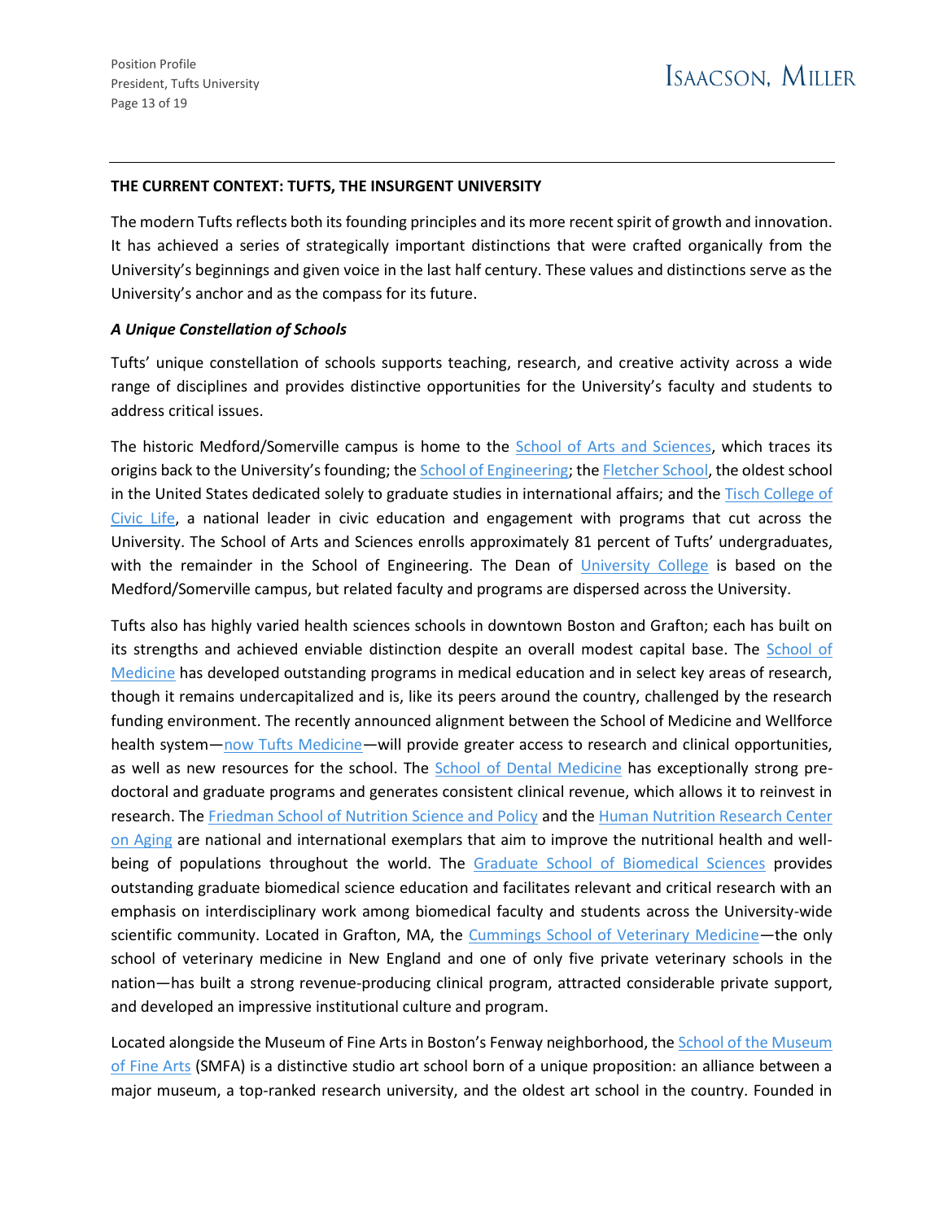**THE CURRENT CONTEXT: TUFTS, THE INSURGENT UNIVERSITY**

The modern Tufts reflects both its founding principles and its more recent spirit of growth and innovation. It has achieved a series of strategically important distinctions that were crafted organically from the University's beginnings and given voice in the last half century. These values and distinctions serve as the University's anchor and as the compass for its future.

***A Unique Constellation of Schools***

Tufts' unique constellation of schools supports teaching, research, and creative activity across a wide range of disciplines and provides distinctive opportunities for the University's faculty and students to address critical issues.

The historic Medford/Somerville campus is home to the School of Arts and Sciences, which traces its origins back to the University's founding; the School of Engineering; the Fletcher School, the oldest school in the United States dedicated solely to graduate studies in international affairs; and the Tisch College of Civic Life, a national leader in civic education and engagement with programs that cut across the University. The School of Arts and Sciences enrolls approximately 81 percent of Tufts' undergraduates, with the remainder in the School of Engineering. The Dean of University College is based on the Medford/Somerville campus, but related faculty and programs are dispersed across the University.

Tufts also has highly varied health sciences schools in downtown Boston and Grafton; each has built on its strengths and achieved enviable distinction despite an overall modest capital base. The School of Medicine has developed outstanding programs in medical education and in select key areas of research, though it remains undercapitalized and is, like its peers around the country, challenged by the research funding environment. The recently announced alignment between the School of Medicine and Wellforce health system—now Tufts Medicine—will provide greater access to research and clinical opportunities, as well as new resources for the school. The School of Dental Medicine has exceptionally strong pre-doctoral and graduate programs and generates consistent clinical revenue, which allows it to reinvest in research. The Friedman School of Nutrition Science and Policy and the Human Nutrition Research Center on Aging are national and international exemplars that aim to improve the nutritional health and well-being of populations throughout the world. The Graduate School of Biomedical Sciences provides outstanding graduate biomedical science education and facilitates relevant and critical research with an emphasis on interdisciplinary work among biomedical faculty and students across the University-wide scientific community. Located in Grafton, MA, the Cummings School of Veterinary Medicine—the only school of veterinary medicine in New England and one of only five private veterinary schools in the nation—has built a strong revenue-producing clinical program, attracted considerable private support, and developed an impressive institutional culture and program.

Located alongside the Museum of Fine Arts in Boston's Fenway neighborhood, the School of the Museum of Fine Arts (SMFA) is a distinctive studio art school born of a unique proposition: an alliance between a major museum, a top-ranked research university, and the oldest art school in the country. Founded in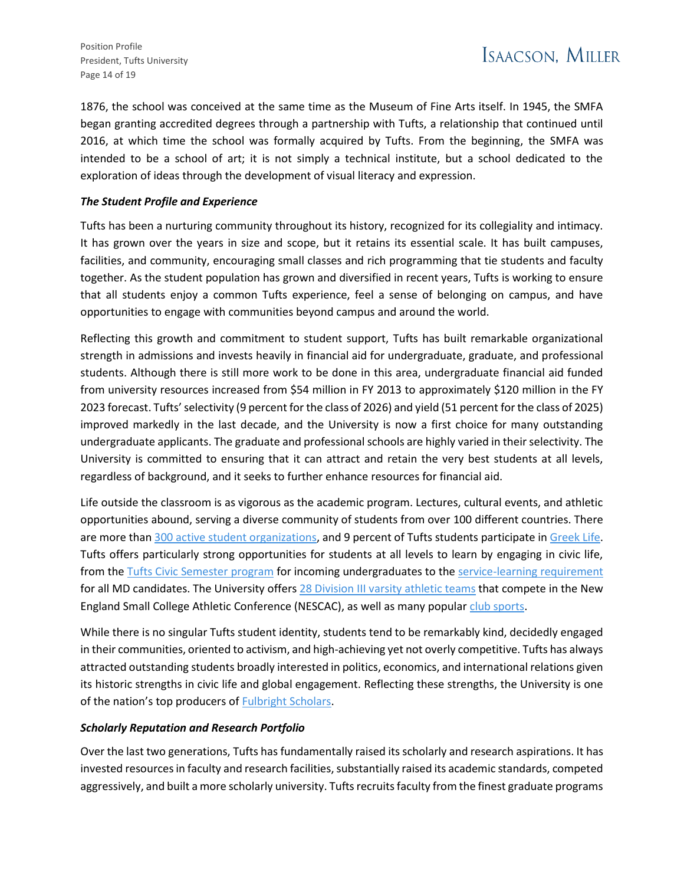1876, the school was conceived at the same time as the Museum of Fine Arts itself. In 1945, the SMFA began granting accredited degrees through a partnership with Tufts, a relationship that continued until 2016, at which time the school was formally acquired by Tufts. From the beginning, the SMFA was intended to be a school of art; it is not simply a technical institute, but a school dedicated to the exploration of ideas through the development of visual literacy and expression.

***The Student Profile and Experience***

Tufts has been a nurturing community throughout its history, recognized for its collegiality and intimacy. It has grown over the years in size and scope, but it retains its essential scale. It has built campuses, facilities, and community, encouraging small classes and rich programming that tie students and faculty together. As the student population has grown and diversified in recent years, Tufts is working to ensure that all students enjoy a common Tufts experience, feel a sense of belonging on campus, and have opportunities to engage with communities beyond campus and around the world.

Reflecting this growth and commitment to student support, Tufts has built remarkable organizational strength in admissions and invests heavily in financial aid for undergraduate, graduate, and professional students. Although there is still more work to be done in this area, undergraduate financial aid funded from university resources increased from $54 million in FY 2013 to approximately $120 million in the FY 2023 forecast. Tufts' selectivity (9 percent for the class of 2026) and yield (51 percent for the class of 2025) improved markedly in the last decade, and the University is now a first choice for many outstanding undergraduate applicants. The graduate and professional schools are highly varied in their selectivity. The University is committed to ensuring that it can attract and retain the very best students at all levels, regardless of background, and it seeks to further enhance resources for financial aid.

Life outside the classroom is as vigorous as the academic program. Lectures, cultural events, and athletic opportunities abound, serving a diverse community of students from over 100 different countries. There are more than 300 active student organizations, and 9 percent of Tufts students participate in Greek Life. Tufts offers particularly strong opportunities for students at all levels to learn by engaging in civic life, from the Tufts Civic Semester program for incoming undergraduates to the service-learning requirement for all MD candidates. The University offers 28 Division III varsity athletic teams that compete in the New England Small College Athletic Conference (NESCAC), as well as many popular club sports.

While there is no singular Tufts student identity, students tend to be remarkably kind, decidedly engaged in their communities, oriented to activism, and high-achieving yet not overly competitive. Tufts has always attracted outstanding students broadly interested in politics, economics, and international relations given its historic strengths in civic life and global engagement. Reflecting these strengths, the University is one of the nation's top producers of Fulbright Scholars.

***Scholarly Reputation and Research Portfolio***

Over the last two generations, Tufts has fundamentally raised its scholarly and research aspirations. It has invested resources in faculty and research facilities, substantially raised its academic standards, competed aggressively, and built a more scholarly university. Tufts recruits faculty from the finest graduate programs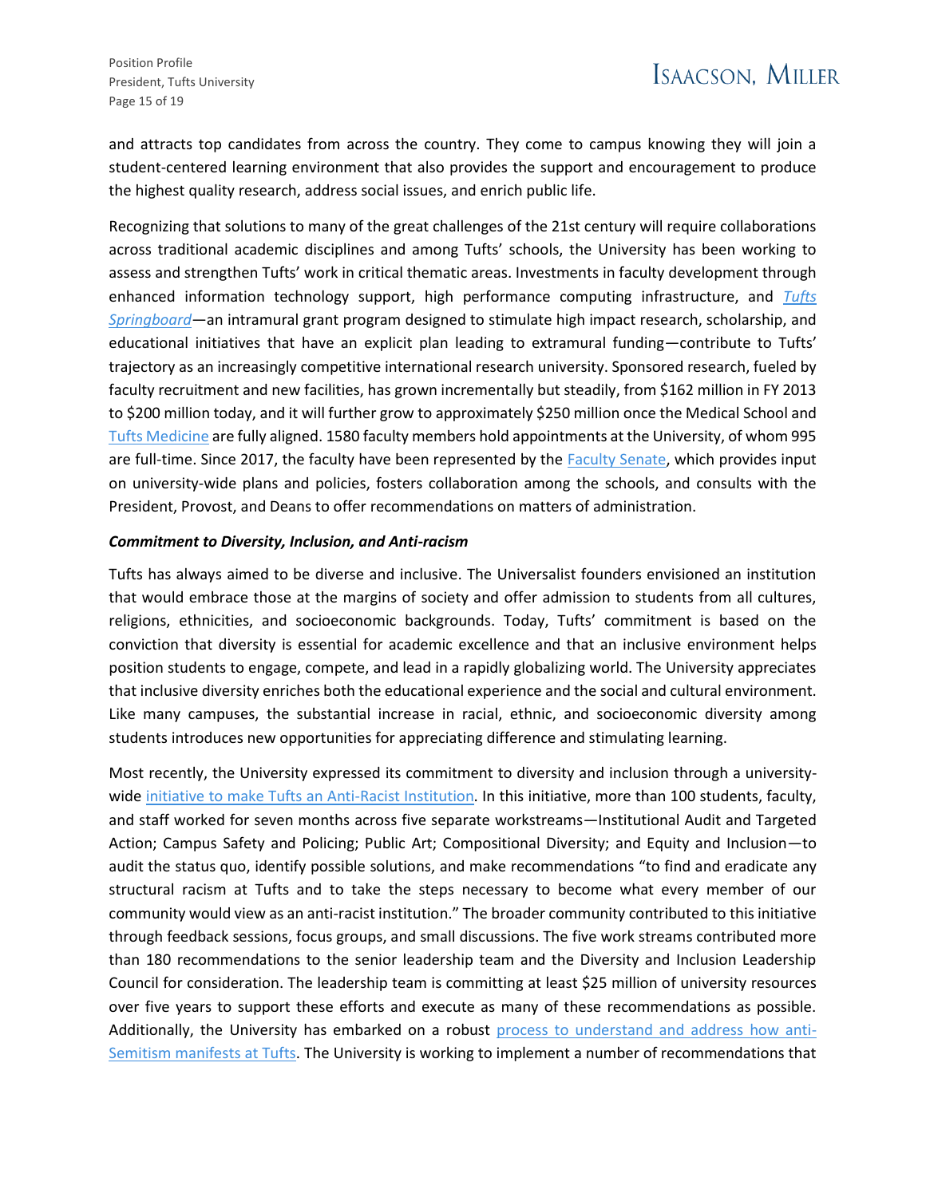and attracts top candidates from across the country. They come to campus knowing they will join a student-centered learning environment that also provides the support and encouragement to produce the highest quality research, address social issues, and enrich public life.

Recognizing that solutions to many of the great challenges of the 21st century will require collaborations across traditional academic disciplines and among Tufts' schools, the University has been working to assess and strengthen Tufts' work in critical thematic areas. Investments in faculty development through enhanced information technology support, high performance computing infrastructure, and *Tufts Springboard*—an intramural grant program designed to stimulate high impact research, scholarship, and educational initiatives that have an explicit plan leading to extramural funding—contribute to Tufts' trajectory as an increasingly competitive international research university. Sponsored research, fueled by faculty recruitment and new facilities, has grown incrementally but steadily, from $162 million in FY 2013 to $200 million today, and it will further grow to approximately $250 million once the Medical School and Tufts Medicine are fully aligned. 1580 faculty members hold appointments at the University, of whom 995 are full-time. Since 2017, the faculty have been represented by the Faculty Senate, which provides input on university-wide plans and policies, fosters collaboration among the schools, and consults with the President, Provost, and Deans to offer recommendations on matters of administration.

***Commitment to Diversity, Inclusion, and Anti-racism***

Tufts has always aimed to be diverse and inclusive. The Universalist founders envisioned an institution that would embrace those at the margins of society and offer admission to students from all cultures, religions, ethnicities, and socioeconomic backgrounds. Today, Tufts' commitment is based on the conviction that diversity is essential for academic excellence and that an inclusive environment helps position students to engage, compete, and lead in a rapidly globalizing world. The University appreciates that inclusive diversity enriches both the educational experience and the social and cultural environment. Like many campuses, the substantial increase in racial, ethnic, and socioeconomic diversity among students introduces new opportunities for appreciating difference and stimulating learning.

Most recently, the University expressed its commitment to diversity and inclusion through a university-wide initiative to make Tufts an Anti-Racist Institution. In this initiative, more than 100 students, faculty, and staff worked for seven months across five separate workstreams—Institutional Audit and Targeted Action; Campus Safety and Policing; Public Art; Compositional Diversity; and Equity and Inclusion—to audit the status quo, identify possible solutions, and make recommendations "to find and eradicate any structural racism at Tufts and to take the steps necessary to become what every member of our community would view as an anti-racist institution." The broader community contributed to this initiative through feedback sessions, focus groups, and small discussions. The five work streams contributed more than 180 recommendations to the senior leadership team and the Diversity and Inclusion Leadership Council for consideration. The leadership team is committing at least $25 million of university resources over five years to support these efforts and execute as many of these recommendations as possible. Additionally, the University has embarked on a robust process to understand and address how anti-Semitism manifests at Tufts. The University is working to implement a number of recommendations that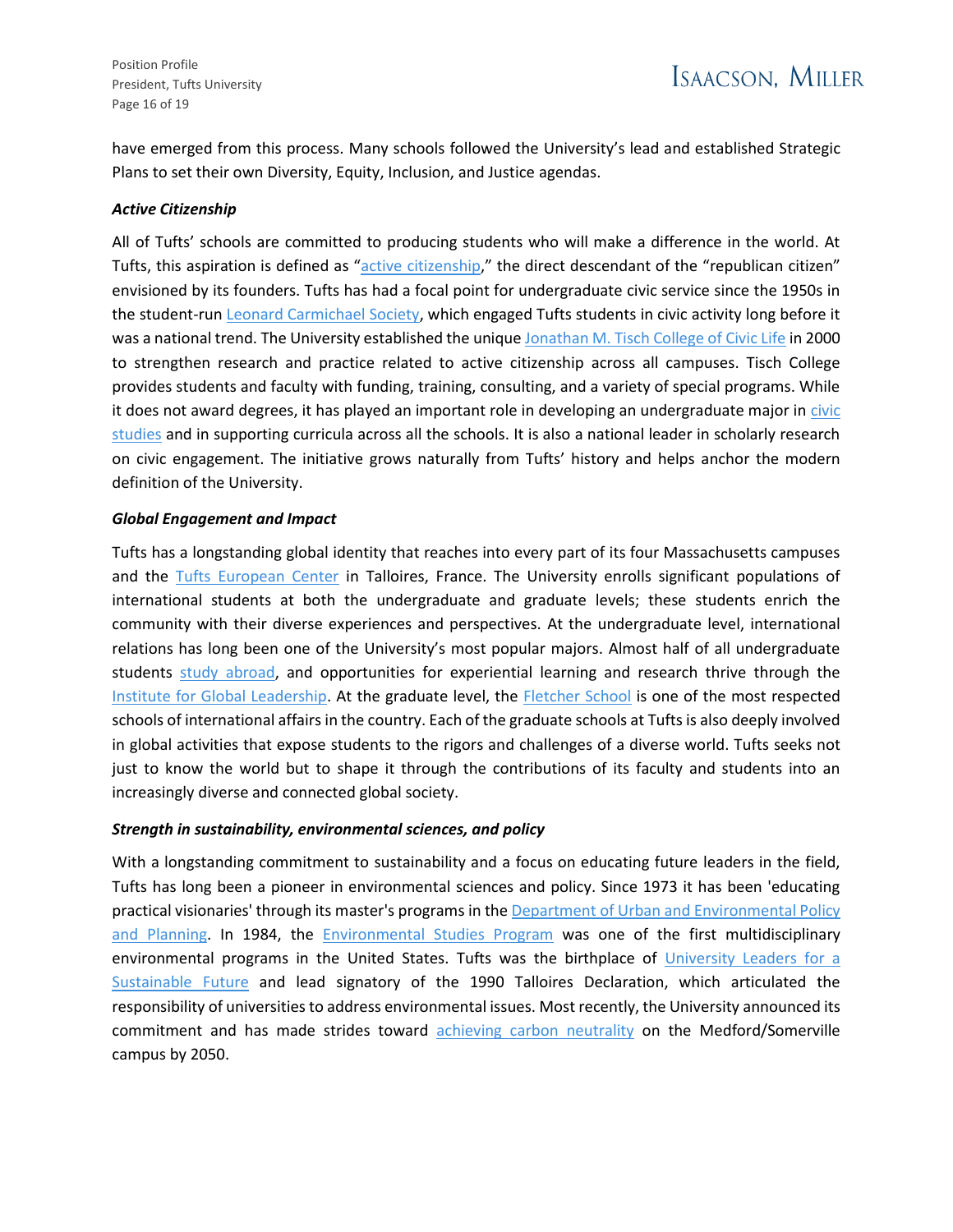have emerged from this process. Many schools followed the University's lead and established Strategic Plans to set their own Diversity, Equity, Inclusion, and Justice agendas.

***Active Citizenship***

All of Tufts' schools are committed to producing students who will make a difference in the world. At Tufts, this aspiration is defined as "active citizenship," the direct descendant of the "republican citizen" envisioned by its founders. Tufts has had a focal point for undergraduate civic service since the 1950s in the student-run Leonard Carmichael Society, which engaged Tufts students in civic activity long before it was a national trend. The University established the unique Jonathan M. Tisch College of Civic Life in 2000 to strengthen research and practice related to active citizenship across all campuses. Tisch College provides students and faculty with funding, training, consulting, and a variety of special programs. While it does not award degrees, it has played an important role in developing an undergraduate major in civic studies and in supporting curricula across all the schools. It is also a national leader in scholarly research on civic engagement. The initiative grows naturally from Tufts' history and helps anchor the modern definition of the University.

***Global Engagement and Impact***

Tufts has a longstanding global identity that reaches into every part of its four Massachusetts campuses and the Tufts European Center in Talloires, France. The University enrolls significant populations of international students at both the undergraduate and graduate levels; these students enrich the community with their diverse experiences and perspectives. At the undergraduate level, international relations has long been one of the University's most popular majors. Almost half of all undergraduate students study abroad, and opportunities for experiential learning and research thrive through the Institute for Global Leadership. At the graduate level, the Fletcher School is one of the most respected schools of international affairs in the country. Each of the graduate schools at Tufts is also deeply involved in global activities that expose students to the rigors and challenges of a diverse world. Tufts seeks not just to know the world but to shape it through the contributions of its faculty and students into an increasingly diverse and connected global society.

***Strength in sustainability, environmental sciences, and policy***

With a longstanding commitment to sustainability and a focus on educating future leaders in the field, Tufts has long been a pioneer in environmental sciences and policy. Since 1973 it has been 'educating practical visionaries' through its master's programs in the Department of Urban and Environmental Policy and Planning. In 1984, the Environmental Studies Program was one of the first multidisciplinary environmental programs in the United States. Tufts was the birthplace of University Leaders for a Sustainable Future and lead signatory of the 1990 Talloires Declaration, which articulated the responsibility of universities to address environmental issues. Most recently, the University announced its commitment and has made strides toward achieving carbon neutrality on the Medford/Somerville campus by 2050.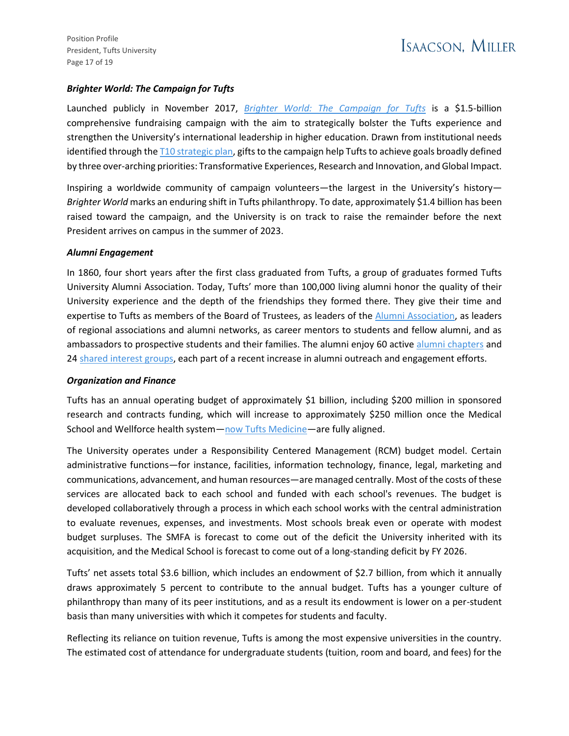### *Brighter World: The Campaign for Tufts*

Launched publicly in November 2017, *Brighter World: The Campaign for Tufts* is a $1.5-billion comprehensive fundraising campaign with the aim to strategically bolster the Tufts experience and strengthen the University's international leadership in higher education. Drawn from institutional needs identified through the T10 strategic plan, gifts to the campaign help Tufts to achieve goals broadly defined by three over-arching priorities: Transformative Experiences, Research and Innovation, and Global Impact.

Inspiring a worldwide community of campaign volunteers—the largest in the University's history—*Brighter World* marks an enduring shift in Tufts philanthropy. To date, approximately $1.4 billion has been raised toward the campaign, and the University is on track to raise the remainder before the next President arrives on campus in the summer of 2023.

### *Alumni Engagement*

In 1860, four short years after the first class graduated from Tufts, a group of graduates formed Tufts University Alumni Association. Today, Tufts' more than 100,000 living alumni honor the quality of their University experience and the depth of the friendships they formed there. They give their time and expertise to Tufts as members of the Board of Trustees, as leaders of the Alumni Association, as leaders of regional associations and alumni networks, as career mentors to students and fellow alumni, and as ambassadors to prospective students and their families. The alumni enjoy 60 active alumni chapters and 24 shared interest groups, each part of a recent increase in alumni outreach and engagement efforts.

### *Organization and Finance*

Tufts has an annual operating budget of approximately $1 billion, including $200 million in sponsored research and contracts funding, which will increase to approximately $250 million once the Medical School and Wellforce health system—now Tufts Medicine—are fully aligned.

The University operates under a Responsibility Centered Management (RCM) budget model. Certain administrative functions—for instance, facilities, information technology, finance, legal, marketing and communications, advancement, and human resources—are managed centrally. Most of the costs of these services are allocated back to each school and funded with each school's revenues. The budget is developed collaboratively through a process in which each school works with the central administration to evaluate revenues, expenses, and investments. Most schools break even or operate with modest budget surpluses. The SMFA is forecast to come out of the deficit the University inherited with its acquisition, and the Medical School is forecast to come out of a long-standing deficit by FY 2026.

Tufts' net assets total $3.6 billion, which includes an endowment of $2.7 billion, from which it annually draws approximately 5 percent to contribute to the annual budget. Tufts has a younger culture of philanthropy than many of its peer institutions, and as a result its endowment is lower on a per-student basis than many universities with which it competes for students and faculty.

Reflecting its reliance on tuition revenue, Tufts is among the most expensive universities in the country. The estimated cost of attendance for undergraduate students (tuition, room and board, and fees) for the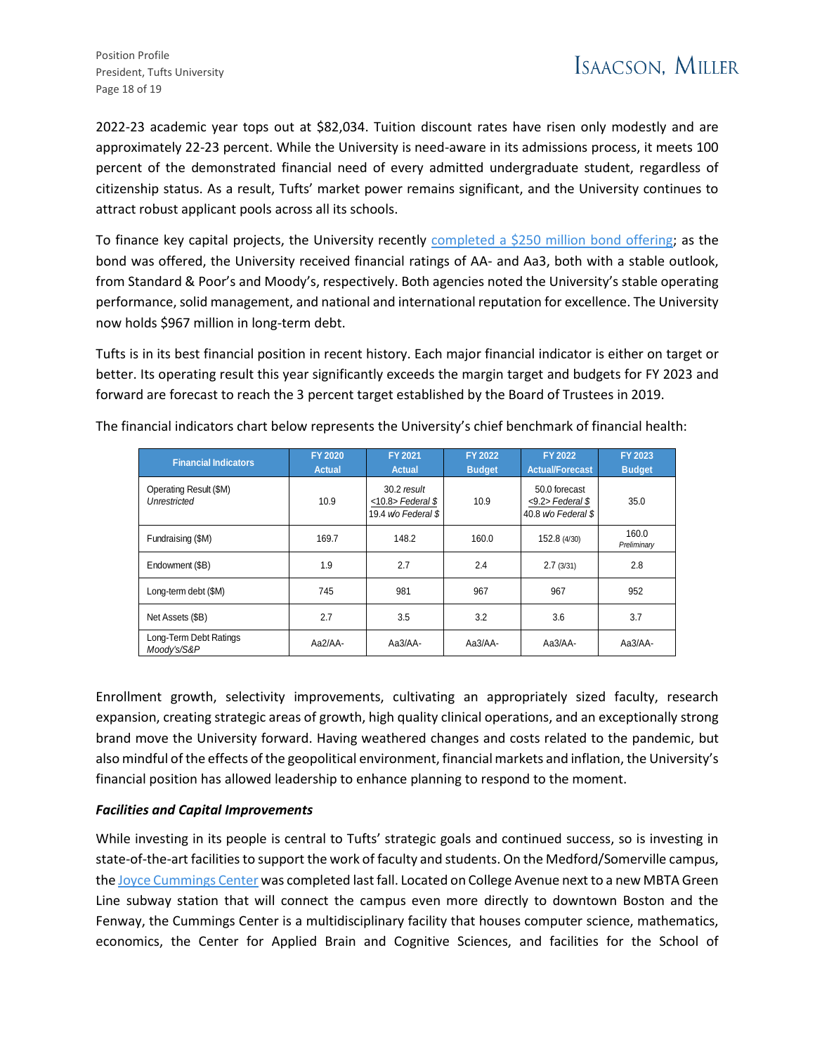2022-23 academic year tops out at $82,034. Tuition discount rates have risen only modestly and are approximately 22-23 percent. While the University is need-aware in its admissions process, it meets 100 percent of the demonstrated financial need of every admitted undergraduate student, regardless of citizenship status. As a result, Tufts' market power remains significant, and the University continues to attract robust applicant pools across all its schools.

To finance key capital projects, the University recently completed a $250 million bond offering; as the bond was offered, the University received financial ratings of AA- and Aa3, both with a stable outlook, from Standard & Poor's and Moody's, respectively. Both agencies noted the University's stable operating performance, solid management, and national and international reputation for excellence. The University now holds $967 million in long-term debt.

Tufts is in its best financial position in recent history. Each major financial indicator is either on target or better. Its operating result this year significantly exceeds the margin target and budgets for FY 2023 and forward are forecast to reach the 3 percent target established by the Board of Trustees in 2019.

The financial indicators chart below represents the University's chief benchmark of financial health:

| Financial Indicators | FY 2020 Actual | FY 2021 Actual | FY 2022 Budget | FY 2022 Actual/Forecast | FY 2023 Budget |
|---|---|---|---|---|---|
| Operating Result ($M) *Unrestricted* | 10.9 | 30.2 *result* <10.8> *Federal $* 19.4 *w/o Federal $* | 10.9 | 50.0 forecast <9.2> *Federal $* 40.8 *w/o Federal $* | 35.0 |
| Fundraising ($M) | 169.7 | 148.2 | 160.0 | 152.8 (4/30) | 160.0 *Preliminary* |
| Endowment ($B) | 1.9 | 2.7 | 2.4 | 2.7 (3/31) | 2.8 |
| Long-term debt ($M) | 745 | 981 | 967 | 967 | 952 |
| Net Assets ($B) | 2.7 | 3.5 | 3.2 | 3.6 | 3.7 |
| Long-Term Debt Ratings *Moody's/S&P* | Aa2/AA- | Aa3/AA- | Aa3/AA- | Aa3/AA- | Aa3/AA- |

Enrollment growth, selectivity improvements, cultivating an appropriately sized faculty, research expansion, creating strategic areas of growth, high quality clinical operations, and an exceptionally strong brand move the University forward. Having weathered changes and costs related to the pandemic, but also mindful of the effects of the geopolitical environment, financial markets and inflation, the University's financial position has allowed leadership to enhance planning to respond to the moment.

### *Facilities and Capital Improvements*

While investing in its people is central to Tufts' strategic goals and continued success, so is investing in state-of-the-art facilities to support the work of faculty and students. On the Medford/Somerville campus, the Joyce Cummings Center was completed last fall. Located on College Avenue next to a new MBTA Green Line subway station that will connect the campus even more directly to downtown Boston and the Fenway, the Cummings Center is a multidisciplinary facility that houses computer science, mathematics, economics, the Center for Applied Brain and Cognitive Sciences, and facilities for the School of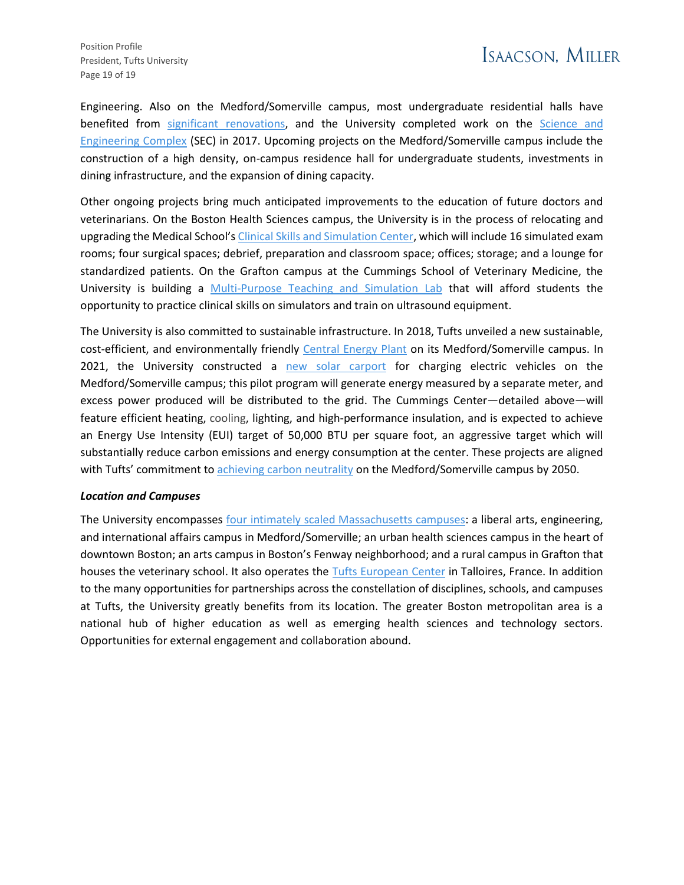Engineering. Also on the Medford/Somerville campus, most undergraduate residential halls have benefited from significant renovations, and the University completed work on the Science and Engineering Complex (SEC) in 2017. Upcoming projects on the Medford/Somerville campus include the construction of a high density, on-campus residence hall for undergraduate students, investments in dining infrastructure, and the expansion of dining capacity.

Other ongoing projects bring much anticipated improvements to the education of future doctors and veterinarians. On the Boston Health Sciences campus, the University is in the process of relocating and upgrading the Medical School's Clinical Skills and Simulation Center, which will include 16 simulated exam rooms; four surgical spaces; debrief, preparation and classroom space; offices; storage; and a lounge for standardized patients. On the Grafton campus at the Cummings School of Veterinary Medicine, the University is building a Multi-Purpose Teaching and Simulation Lab that will afford students the opportunity to practice clinical skills on simulators and train on ultrasound equipment.

The University is also committed to sustainable infrastructure. In 2018, Tufts unveiled a new sustainable, cost-efficient, and environmentally friendly Central Energy Plant on its Medford/Somerville campus. In 2021, the University constructed a new solar carport for charging electric vehicles on the Medford/Somerville campus; this pilot program will generate energy measured by a separate meter, and excess power produced will be distributed to the grid. The Cummings Center—detailed above—will feature efficient heating, cooling, lighting, and high-performance insulation, and is expected to achieve an Energy Use Intensity (EUI) target of 50,000 BTU per square foot, an aggressive target which will substantially reduce carbon emissions and energy consumption at the center. These projects are aligned with Tufts' commitment to achieving carbon neutrality on the Medford/Somerville campus by 2050.

***Location and Campuses***

The University encompasses four intimately scaled Massachusetts campuses: a liberal arts, engineering, and international affairs campus in Medford/Somerville; an urban health sciences campus in the heart of downtown Boston; an arts campus in Boston's Fenway neighborhood; and a rural campus in Grafton that houses the veterinary school. It also operates the Tufts European Center in Talloires, France. In addition to the many opportunities for partnerships across the constellation of disciplines, schools, and campuses at Tufts, the University greatly benefits from its location. The greater Boston metropolitan area is a national hub of higher education as well as emerging health sciences and technology sectors. Opportunities for external engagement and collaboration abound.